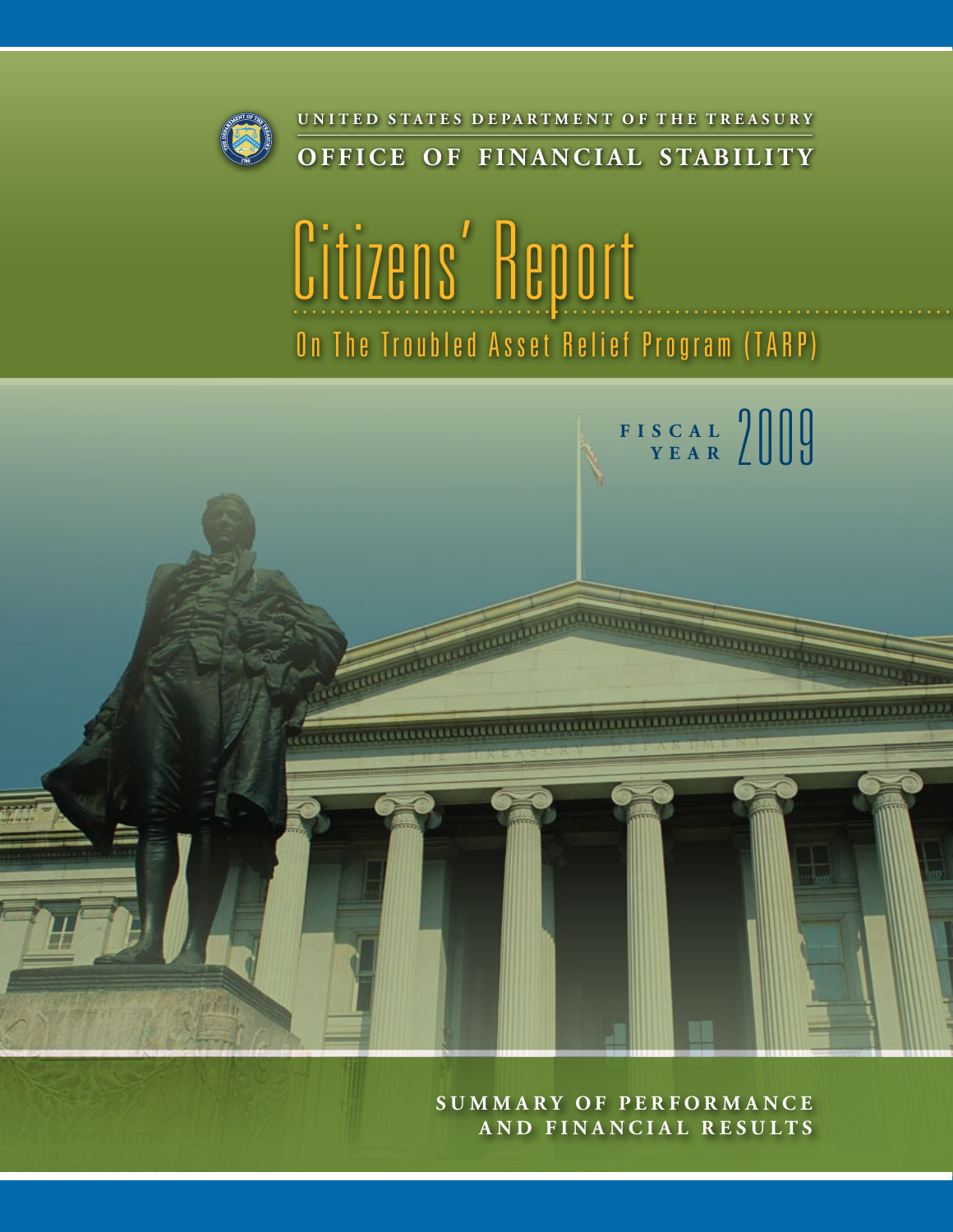UNITED STATES DEPARTMENT OF THE TREASURY

**OFFICE OF FINANCIAL STABILITY**

# Citizens' Report

## On The Troubled Asset Relief Program (TARP)

FISCAL YEAR 2009

**SUMMARY OF PERFORMANCE AND FINANCIAL RESULTS**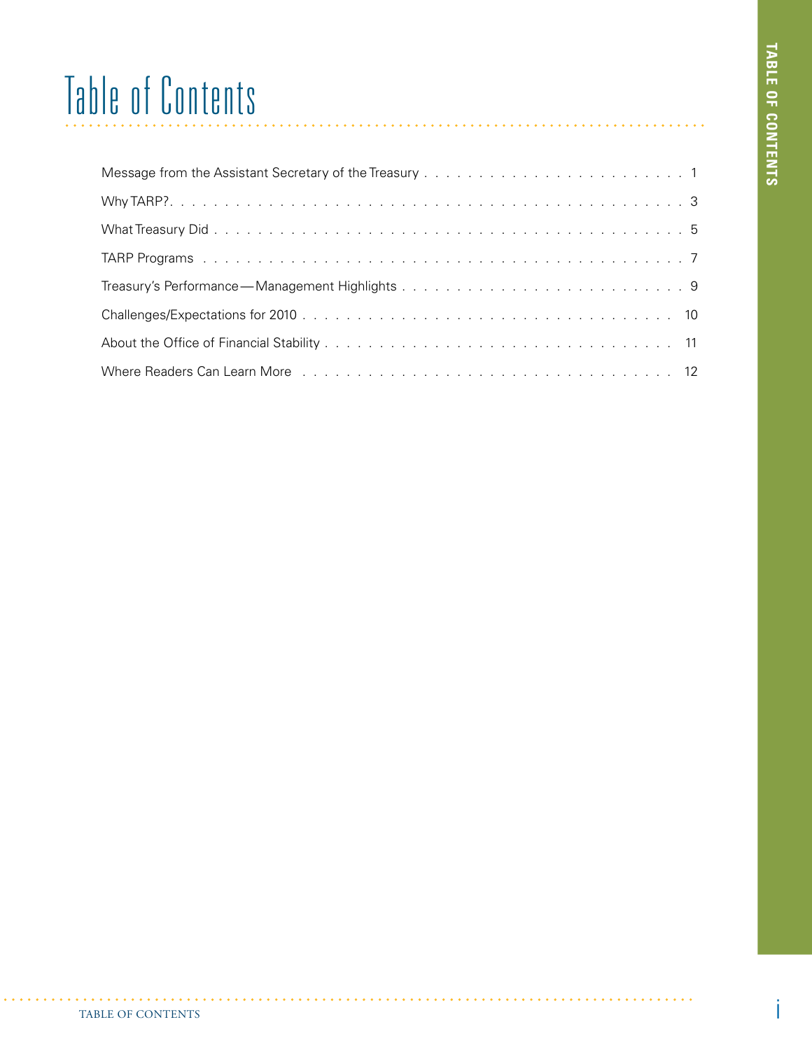# Table of Contents

| | |
|---|---|
| Message from the Assistant Secretary of the Treasury | 1 |
| Why TARP? | 3 |
| What Treasury Did | 5 |
| TARP Programs | 7 |
| Treasury's Performance—Management Highlights | 9 |
| Challenges/Expectations for 2010 | 10 |
| About the Office of Financial Stability | 11 |
| Where Readers Can Learn More | 12 |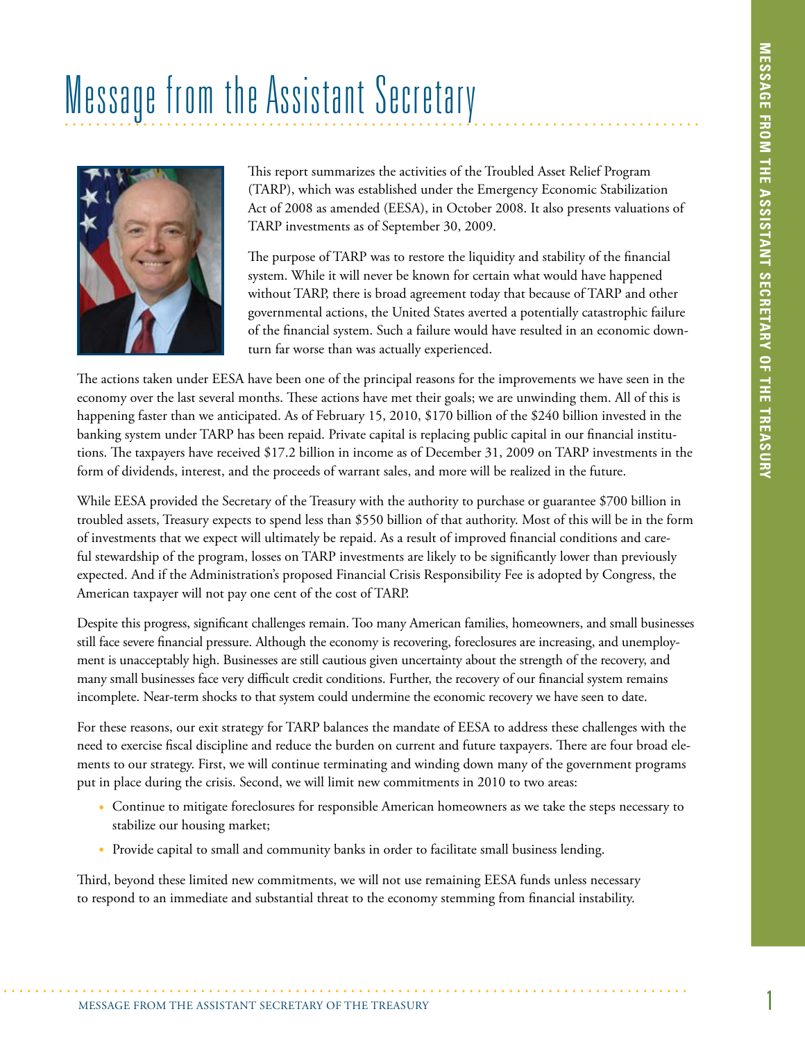# Message from the Assistant Secretary

This report summarizes the activities of the Troubled Asset Relief Program (TARP), which was established under the Emergency Economic Stabilization Act of 2008 as amended (EESA), in October 2008. It also presents valuations of TARP investments as of September 30, 2009.

The purpose of TARP was to restore the liquidity and stability of the financial system. While it will never be known for certain what would have happened without TARP, there is broad agreement today that because of TARP and other governmental actions, the United States averted a potentially catastrophic failure of the financial system. Such a failure would have resulted in an economic downturn far worse than was actually experienced.

The actions taken under EESA have been one of the principal reasons for the improvements we have seen in the economy over the last several months. These actions have met their goals; we are unwinding them. All of this is happening faster than we anticipated. As of February 15, 2010, $170 billion of the $240 billion invested in the banking system under TARP has been repaid. Private capital is replacing public capital in our financial institutions. The taxpayers have received $17.2 billion in income as of December 31, 2009 on TARP investments in the form of dividends, interest, and the proceeds of warrant sales, and more will be realized in the future.

While EESA provided the Secretary of the Treasury with the authority to purchase or guarantee $700 billion in troubled assets, Treasury expects to spend less than $550 billion of that authority. Most of this will be in the form of investments that we expect will ultimately be repaid. As a result of improved financial conditions and careful stewardship of the program, losses on TARP investments are likely to be significantly lower than previously expected. And if the Administration's proposed Financial Crisis Responsibility Fee is adopted by Congress, the American taxpayer will not pay one cent of the cost of TARP.

Despite this progress, significant challenges remain. Too many American families, homeowners, and small businesses still face severe financial pressure. Although the economy is recovering, foreclosures are increasing, and unemployment is unacceptably high. Businesses are still cautious given uncertainty about the strength of the recovery, and many small businesses face very difficult credit conditions. Further, the recovery of our financial system remains incomplete. Near-term shocks to that system could undermine the economic recovery we have seen to date.

For these reasons, our exit strategy for TARP balances the mandate of EESA to address these challenges with the need to exercise fiscal discipline and reduce the burden on current and future taxpayers. There are four broad elements to our strategy. First, we will continue terminating and winding down many of the government programs put in place during the crisis. Second, we will limit new commitments in 2010 to two areas:

- Continue to mitigate foreclosures for responsible American homeowners as we take the steps necessary to stabilize our housing market;
- Provide capital to small and community banks in order to facilitate small business lending.

Third, beyond these limited new commitments, we will not use remaining EESA funds unless necessary to respond to an immediate and substantial threat to the economy stemming from financial instability.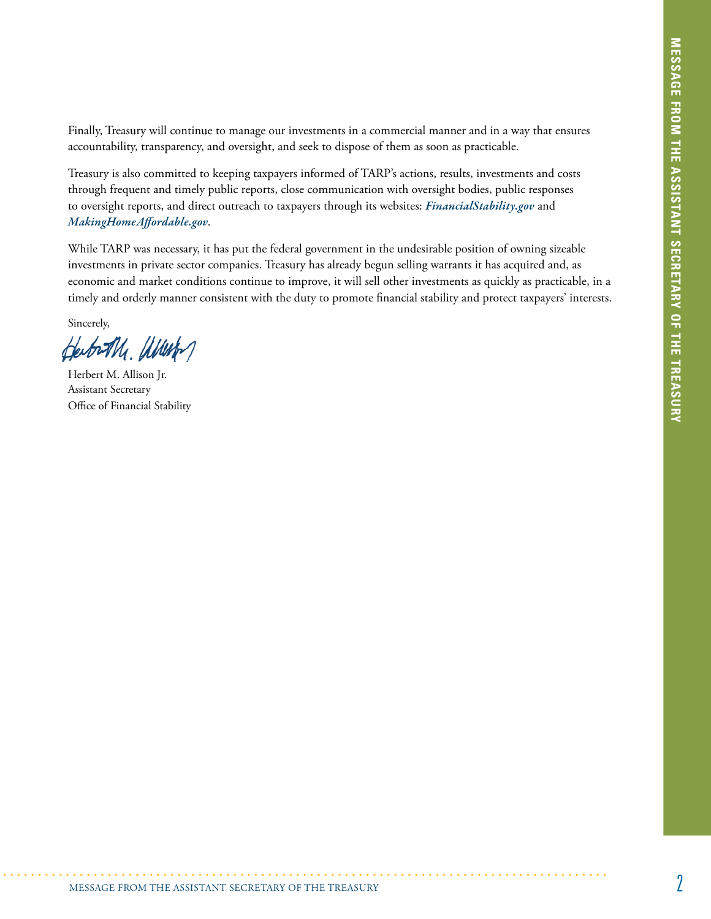Finally, Treasury will continue to manage our investments in a commercial manner and in a way that ensures accountability, transparency, and oversight, and seek to dispose of them as soon as practicable.

Treasury is also committed to keeping taxpayers informed of TARP's actions, results, investments and costs through frequent and timely public reports, close communication with oversight bodies, public responses to oversight reports, and direct outreach to taxpayers through its websites: ***FinancialStability.gov*** and ***MakingHomeAffordable.gov***.

While TARP was necessary, it has put the federal government in the undesirable position of owning sizeable investments in private sector companies. Treasury has already begun selling warrants it has acquired and, as economic and market conditions continue to improve, it will sell other investments as quickly as practicable, in a timely and orderly manner consistent with the duty to promote financial stability and protect taxpayers' interests.

Sincerely,

Herbert M. Allison Jr.
Assistant Secretary
Office of Financial Stability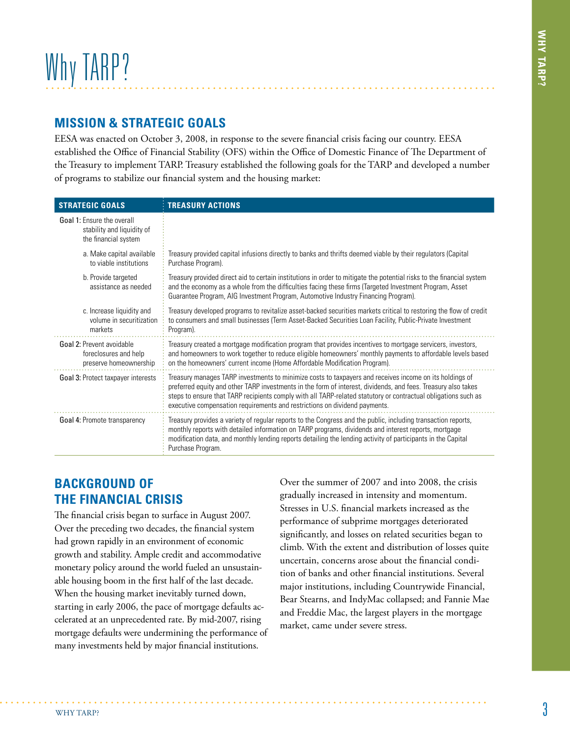# Why TARP?

## MISSION & STRATEGIC GOALS

EESA was enacted on October 3, 2008, in response to the severe financial crisis facing our country. EESA established the Office of Financial Stability (OFS) within the Office of Domestic Finance of The Department of the Treasury to implement TARP. Treasury established the following goals for the TARP and developed a number of programs to stabilize our financial system and the housing market:

| STRATEGIC GOALS | TREASURY ACTIONS |
|---|---|
| **Goal 1:** Ensure the overall stability and liquidity of the financial system | |
| a. Make capital available to viable institutions | Treasury provided capital infusions directly to banks and thrifts deemed viable by their regulators (Capital Purchase Program). |
| b. Provide targeted assistance as needed | Treasury provided direct aid to certain institutions in order to mitigate the potential risks to the financial system and the economy as a whole from the difficulties facing these firms (Targeted Investment Program, Asset Guarantee Program, AIG Investment Program, Automotive Industry Financing Program). |
| c. Increase liquidity and volume in securitization markets | Treasury developed programs to revitalize asset-backed securities markets critical to restoring the flow of credit to consumers and small businesses (Term Asset-Backed Securities Loan Facility, Public-Private Investment Program). |
| **Goal 2:** Prevent avoidable foreclosures and help preserve homeownership | Treasury created a mortgage modification program that provides incentives to mortgage servicers, investors, and homeowners to work together to reduce eligible homeowners' monthly payments to affordable levels based on the homeowners' current income (Home Affordable Modification Program). |
| **Goal 3:** Protect taxpayer interests | Treasury manages TARP investments to minimize costs to taxpayers and receives income on its holdings of preferred equity and other TARP investments in the form of interest, dividends, and fees. Treasury also takes steps to ensure that TARP recipients comply with all TARP-related statutory or contractual obligations such as executive compensation requirements and restrictions on dividend payments. |
| **Goal 4:** Promote transparency | Treasury provides a variety of regular reports to the Congress and the public, including transaction reports, monthly reports with detailed information on TARP programs, dividends and interest reports, mortgage modification data, and monthly lending reports detailing the lending activity of participants in the Capital Purchase Program. |

## BACKGROUND OF THE FINANCIAL CRISIS

The financial crisis began to surface in August 2007. Over the preceding two decades, the financial system had grown rapidly in an environment of economic growth and stability. Ample credit and accommodative monetary policy around the world fueled an unsustainable housing boom in the first half of the last decade. When the housing market inevitably turned down, starting in early 2006, the pace of mortgage defaults accelerated at an unprecedented rate. By mid-2007, rising mortgage defaults were undermining the performance of many investments held by major financial institutions.

Over the summer of 2007 and into 2008, the crisis gradually increased in intensity and momentum. Stresses in U.S. financial markets increased as the performance of subprime mortgages deteriorated significantly, and losses on related securities began to climb. With the extent and distribution of losses quite uncertain, concerns arose about the financial condition of banks and other financial institutions. Several major institutions, including Countrywide Financial, Bear Stearns, and IndyMac collapsed; and Fannie Mae and Freddie Mac, the largest players in the mortgage market, came under severe stress.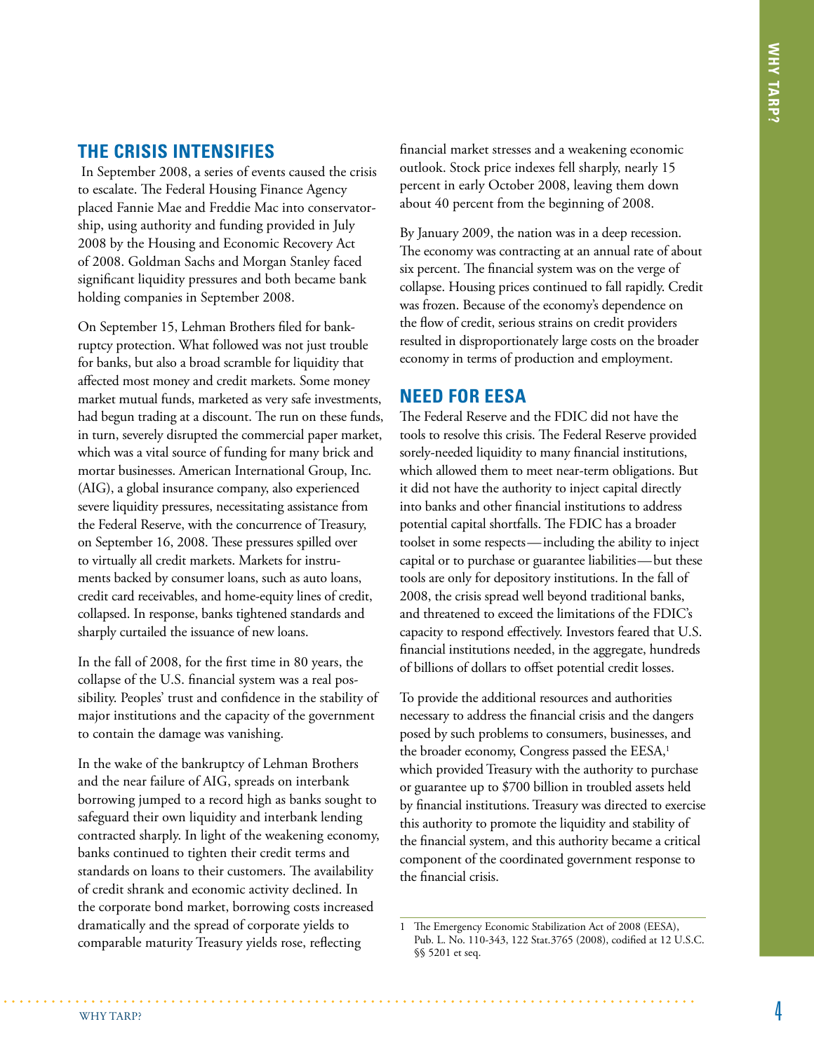## THE CRISIS INTENSIFIES

In September 2008, a series of events caused the crisis to escalate. The Federal Housing Finance Agency placed Fannie Mae and Freddie Mac into conservatorship, using authority and funding provided in July 2008 by the Housing and Economic Recovery Act of 2008. Goldman Sachs and Morgan Stanley faced significant liquidity pressures and both became bank holding companies in September 2008.

On September 15, Lehman Brothers filed for bankruptcy protection. What followed was not just trouble for banks, but also a broad scramble for liquidity that affected most money and credit markets. Some money market mutual funds, marketed as very safe investments, had begun trading at a discount. The run on these funds, in turn, severely disrupted the commercial paper market, which was a vital source of funding for many brick and mortar businesses. American International Group, Inc. (AIG), a global insurance company, also experienced severe liquidity pressures, necessitating assistance from the Federal Reserve, with the concurrence of Treasury, on September 16, 2008. These pressures spilled over to virtually all credit markets. Markets for instruments backed by consumer loans, such as auto loans, credit card receivables, and home-equity lines of credit, collapsed. In response, banks tightened standards and sharply curtailed the issuance of new loans.

In the fall of 2008, for the first time in 80 years, the collapse of the U.S. financial system was a real possibility. Peoples' trust and confidence in the stability of major institutions and the capacity of the government to contain the damage was vanishing.

In the wake of the bankruptcy of Lehman Brothers and the near failure of AIG, spreads on interbank borrowing jumped to a record high as banks sought to safeguard their own liquidity and interbank lending contracted sharply. In light of the weakening economy, banks continued to tighten their credit terms and standards on loans to their customers. The availability of credit shrank and economic activity declined. In the corporate bond market, borrowing costs increased dramatically and the spread of corporate yields to comparable maturity Treasury yields rose, reflecting financial market stresses and a weakening economic outlook. Stock price indexes fell sharply, nearly 15 percent in early October 2008, leaving them down about 40 percent from the beginning of 2008.

By January 2009, the nation was in a deep recession. The economy was contracting at an annual rate of about six percent. The financial system was on the verge of collapse. Housing prices continued to fall rapidly. Credit was frozen. Because of the economy's dependence on the flow of credit, serious strains on credit providers resulted in disproportionately large costs on the broader economy in terms of production and employment.

## NEED FOR EESA

The Federal Reserve and the FDIC did not have the tools to resolve this crisis. The Federal Reserve provided sorely-needed liquidity to many financial institutions, which allowed them to meet near-term obligations. But it did not have the authority to inject capital directly into banks and other financial institutions to address potential capital shortfalls. The FDIC has a broader toolset in some respects—including the ability to inject capital or to purchase or guarantee liabilities—but these tools are only for depository institutions. In the fall of 2008, the crisis spread well beyond traditional banks, and threatened to exceed the limitations of the FDIC's capacity to respond effectively. Investors feared that U.S. financial institutions needed, in the aggregate, hundreds of billions of dollars to offset potential credit losses.

To provide the additional resources and authorities necessary to address the financial crisis and the dangers posed by such problems to consumers, businesses, and the broader economy, Congress passed the EESA,[1] which provided Treasury with the authority to purchase or guarantee up to $700 billion in troubled assets held by financial institutions. Treasury was directed to exercise this authority to promote the liquidity and stability of the financial system, and this authority became a critical component of the coordinated government response to the financial crisis.

---

1 The Emergency Economic Stabilization Act of 2008 (EESA), Pub. L. No. 110-343, 122 Stat.3765 (2008), codified at 12 U.S.C. §§ 5201 et seq.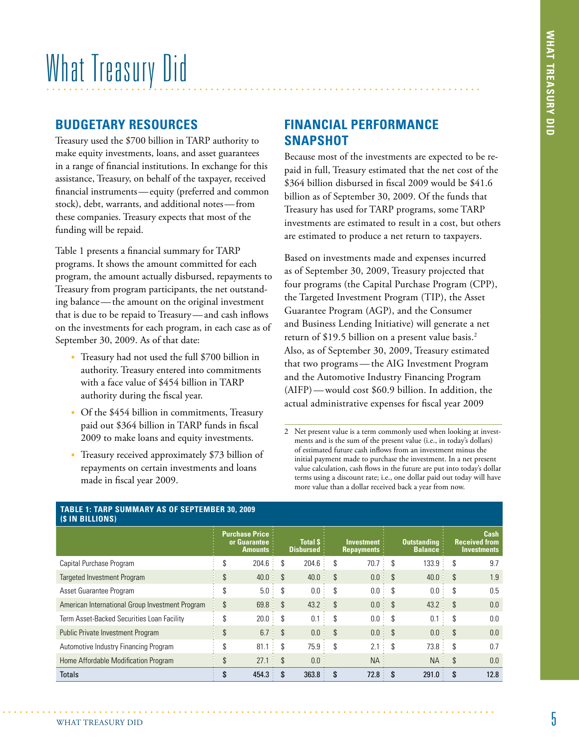# What Treasury Did

## BUDGETARY RESOURCES

Treasury used the $700 billion in TARP authority to make equity investments, loans, and asset guarantees in a range of financial institutions. In exchange for this assistance, Treasury, on behalf of the taxpayer, received financial instruments—equity (preferred and common stock), debt, warrants, and additional notes—from these companies. Treasury expects that most of the funding will be repaid.

Table 1 presents a financial summary for TARP programs. It shows the amount committed for each program, the amount actually disbursed, repayments to Treasury from program participants, the net outstanding balance—the amount on the original investment that is due to be repaid to Treasury—and cash inflows on the investments for each program, in each case as of September 30, 2009. As of that date:

- Treasury had not used the full $700 billion in authority. Treasury entered into commitments with a face value of $454 billion in TARP authority during the fiscal year.
- Of the $454 billion in commitments, Treasury paid out $364 billion in TARP funds in fiscal 2009 to make loans and equity investments.
- Treasury received approximately $73 billion of repayments on certain investments and loans made in fiscal year 2009.

## FINANCIAL PERFORMANCE SNAPSHOT

Because most of the investments are expected to be repaid in full, Treasury estimated that the net cost of the $364 billion disbursed in fiscal 2009 would be $41.6 billion as of September 30, 2009. Of the funds that Treasury has used for TARP programs, some TARP investments are estimated to result in a cost, but others are estimated to produce a net return to taxpayers.

Based on investments made and expenses incurred as of September 30, 2009, Treasury projected that four programs (the Capital Purchase Program (CPP), the Targeted Investment Program (TIP), the Asset Guarantee Program (AGP), and the Consumer and Business Lending Initiative) will generate a net return of $19.5 billion on a present value basis.[2] Also, as of September 30, 2009, Treasury estimated that two programs—the AIG Investment Program and the Automotive Industry Financing Program (AIFP)—would cost $60.9 billion. In addition, the actual administrative expenses for fiscal year 2009

[2] Net present value is a term commonly used when looking at investments and is the sum of the present value (i.e., in today's dollars) of estimated future cash inflows from an investment minus the initial payment made to purchase the investment. In a net present value calculation, cash flows in the future are put into today's dollar terms using a discount rate; i.e., one dollar paid out today will have more value than a dollar received back a year from now.

**TABLE 1: TARP SUMMARY AS OF SEPTEMBER 30, 2009 ($ IN BILLIONS)**

| | Purchase Price or Guarantee Amounts | Total $ Disbursed | Investment Repayments | Outstanding Balance | Cash Received from Investments |
|---|---|---|---|---|---|
| Capital Purchase Program | $ 204.6 | $ 204.6 | $ 70.7 | $ 133.9 | $ 9.7 |
| Targeted Investment Program | $ 40.0 | $ 40.0 | $ 0.0 | $ 40.0 | $ 1.9 |
| Asset Guarantee Program | $ 5.0 | $ 0.0 | $ 0.0 | $ 0.0 | $ 0.5 |
| American International Group Investment Program | $ 69.8 | $ 43.2 | $ 0.0 | $ 43.2 | $ 0.0 |
| Term Asset-Backed Securities Loan Facility | $ 20.0 | $ 0.1 | $ 0.0 | $ 0.1 | $ 0.0 |
| Public Private Investment Program | $ 6.7 | $ 0.0 | $ 0.0 | $ 0.0 | $ 0.0 |
| Automotive Industry Financing Program | $ 81.1 | $ 75.9 | $ 2.1 | $ 73.8 | $ 0.7 |
| Home Affordable Modification Program | $ 27.1 | $ 0.0 | NA | NA | $ 0.0 |
| **Totals** | **$ 454.3** | **$ 363.8** | **$ 72.8** | **$ 291.0** | **$ 12.8** |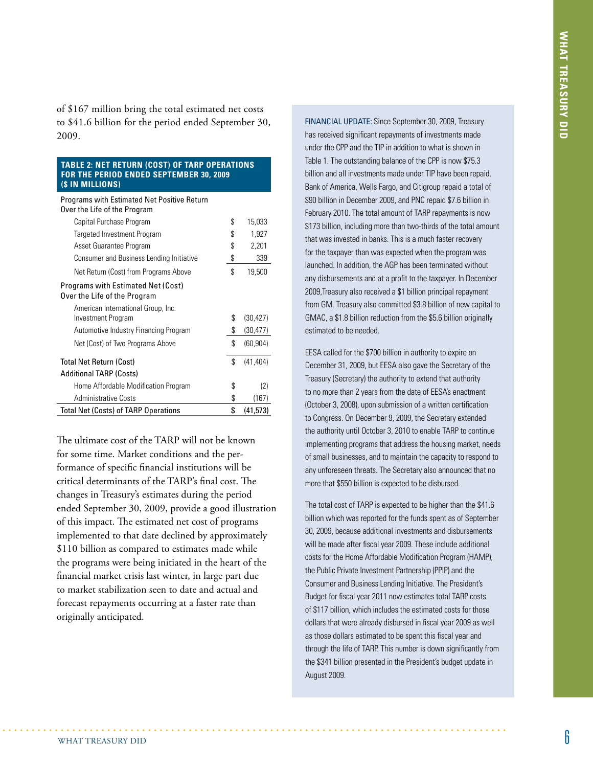of $167 million bring the total estimated net costs to $41.6 billion for the period ended September 30, 2009.

**TABLE 2: NET RETURN (COST) OF TARP OPERATIONS FOR THE PERIOD ENDED SEPTEMBER 30, 2009 ($ IN MILLIONS)**

| | | |
|---|---|---|
| Programs with Estimated Net Positive Return Over the Life of the Program | | |
| Capital Purchase Program | $ | 15,033 |
| Targeted Investment Program | $ | 1,927 |
| Asset Guarantee Program | $ | 2,201 |
| Consumer and Business Lending Initiative | $ | 339 |
| Net Return (Cost) from Programs Above | $ | 19,500 |
| Programs with Estimated Net (Cost) Over the Life of the Program | | |
| American International Group, Inc. Investment Program | $ | (30,427) |
| Automotive Industry Financing Program | $ | (30,477) |
| Net (Cost) of Two Programs Above | $ | (60,904) |
| Total Net Return (Cost) | $ | (41,404) |
| Additional TARP (Costs) | | |
| Home Affordable Modification Program | $ | (2) |
| Administrative Costs | $ | (167) |
| Total Net (Costs) of TARP Operations | $ | (41,573) |

The ultimate cost of the TARP will not be known for some time. Market conditions and the performance of specific financial institutions will be critical determinants of the TARP's final cost. The changes in Treasury's estimates during the period ended September 30, 2009, provide a good illustration of this impact. The estimated net cost of programs implemented to that date declined by approximately $110 billion as compared to estimates made while the programs were being initiated in the heart of the financial market crisis last winter, in large part due to market stabilization seen to date and actual and forecast repayments occurring at a faster rate than originally anticipated.

FINANCIAL UPDATE: Since September 30, 2009, Treasury has received significant repayments of investments made under the CPP and the TIP in addition to what is shown in Table 1. The outstanding balance of the CPP is now $75.3 billion and all investments made under TIP have been repaid. Bank of America, Wells Fargo, and Citigroup repaid a total of $90 billion in December 2009, and PNC repaid $7.6 billion in February 2010. The total amount of TARP repayments is now $173 billion, including more than two-thirds of the total amount that was invested in banks. This is a much faster recovery for the taxpayer than was expected when the program was launched. In addition, the AGP has been terminated without any disbursements and at a profit to the taxpayer. In December 2009,Treasury also received a $1 billion principal repayment from GM. Treasury also committed $3.8 billion of new capital to GMAC, a $1.8 billion reduction from the $5.6 billion originally estimated to be needed.

EESA called for the $700 billion in authority to expire on December 31, 2009, but EESA also gave the Secretary of the Treasury (Secretary) the authority to extend that authority to no more than 2 years from the date of EESA's enactment (October 3, 2008), upon submission of a written certification to Congress. On December 9, 2009, the Secretary extended the authority until October 3, 2010 to enable TARP to continue implementing programs that address the housing market, needs of small businesses, and to maintain the capacity to respond to any unforeseen threats. The Secretary also announced that no more that $550 billion is expected to be disbursed.

The total cost of TARP is expected to be higher than the $41.6 billion which was reported for the funds spent as of September 30, 2009, because additional investments and disbursements will be made after fiscal year 2009. These include additional costs for the Home Affordable Modification Program (HAMP), the Public Private Investment Partnership (PPIP) and the Consumer and Business Lending Initiative. The President's Budget for fiscal year 2011 now estimates total TARP costs of $117 billion, which includes the estimated costs for those dollars that were already disbursed in fiscal year 2009 as well as those dollars estimated to be spent this fiscal year and through the life of TARP. This number is down significantly from the $341 billion presented in the President's budget update in August 2009.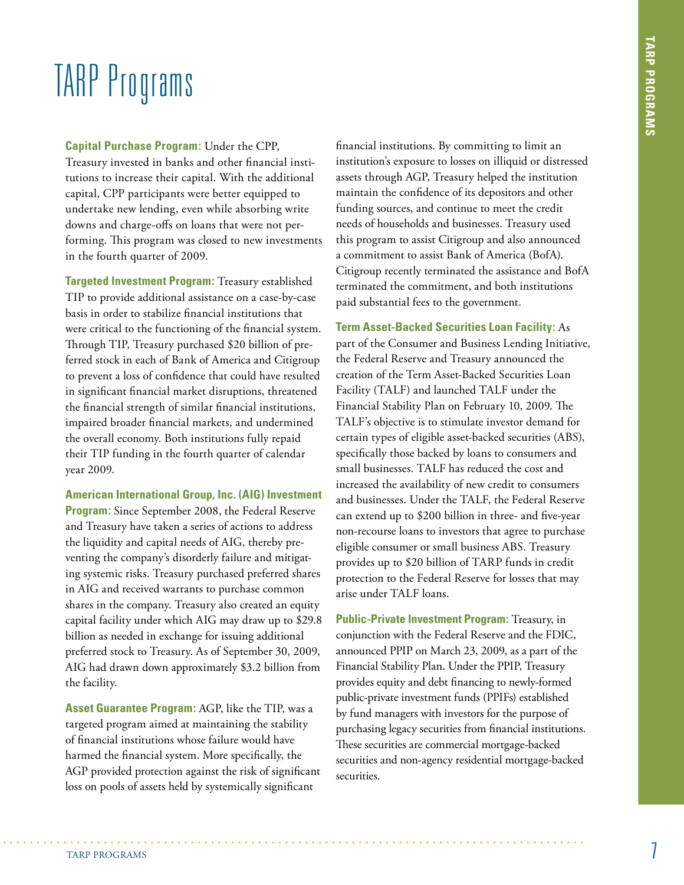# TARP Programs

**Capital Purchase Program:** Under the CPP, Treasury invested in banks and other financial institutions to increase their capital. With the additional capital, CPP participants were better equipped to undertake new lending, even while absorbing write downs and charge-offs on loans that were not performing. This program was closed to new investments in the fourth quarter of 2009.

**Targeted Investment Program:** Treasury established TIP to provide additional assistance on a case-by-case basis in order to stabilize financial institutions that were critical to the functioning of the financial system. Through TIP, Treasury purchased $20 billion of preferred stock in each of Bank of America and Citigroup to prevent a loss of confidence that could have resulted in significant financial market disruptions, threatened the financial strength of similar financial institutions, impaired broader financial markets, and undermined the overall economy. Both institutions fully repaid their TIP funding in the fourth quarter of calendar year 2009.

**American International Group, Inc. (AIG) Investment Program:** Since September 2008, the Federal Reserve and Treasury have taken a series of actions to address the liquidity and capital needs of AIG, thereby preventing the company's disorderly failure and mitigating systemic risks. Treasury purchased preferred shares in AIG and received warrants to purchase common shares in the company. Treasury also created an equity capital facility under which AIG may draw up to $29.8 billion as needed in exchange for issuing additional preferred stock to Treasury. As of September 30, 2009, AIG had drawn down approximately $3.2 billion from the facility.

**Asset Guarantee Program:** AGP, like the TIP, was a targeted program aimed at maintaining the stability of financial institutions whose failure would have harmed the financial system. More specifically, the AGP provided protection against the risk of significant loss on pools of assets held by systemically significant financial institutions. By committing to limit an institution's exposure to losses on illiquid or distressed assets through AGP, Treasury helped the institution maintain the confidence of its depositors and other funding sources, and continue to meet the credit needs of households and businesses. Treasury used this program to assist Citigroup and also announced a commitment to assist Bank of America (BofA). Citigroup recently terminated the assistance and BofA terminated the commitment, and both institutions paid substantial fees to the government.

**Term Asset-Backed Securities Loan Facility:** As part of the Consumer and Business Lending Initiative, the Federal Reserve and Treasury announced the creation of the Term Asset-Backed Securities Loan Facility (TALF) and launched TALF under the Financial Stability Plan on February 10, 2009. The TALF's objective is to stimulate investor demand for certain types of eligible asset-backed securities (ABS), specifically those backed by loans to consumers and small businesses. TALF has reduced the cost and increased the availability of new credit to consumers and businesses. Under the TALF, the Federal Reserve can extend up to $200 billion in three- and five-year non-recourse loans to investors that agree to purchase eligible consumer or small business ABS. Treasury provides up to $20 billion of TARP funds in credit protection to the Federal Reserve for losses that may arise under TALF loans.

**Public-Private Investment Program:** Treasury, in conjunction with the Federal Reserve and the FDIC, announced PPIP on March 23, 2009, as a part of the Financial Stability Plan. Under the PPIP, Treasury provides equity and debt financing to newly-formed public-private investment funds (PPIFs) established by fund managers with investors for the purpose of purchasing legacy securities from financial institutions. These securities are commercial mortgage-backed securities and non-agency residential mortgage-backed securities.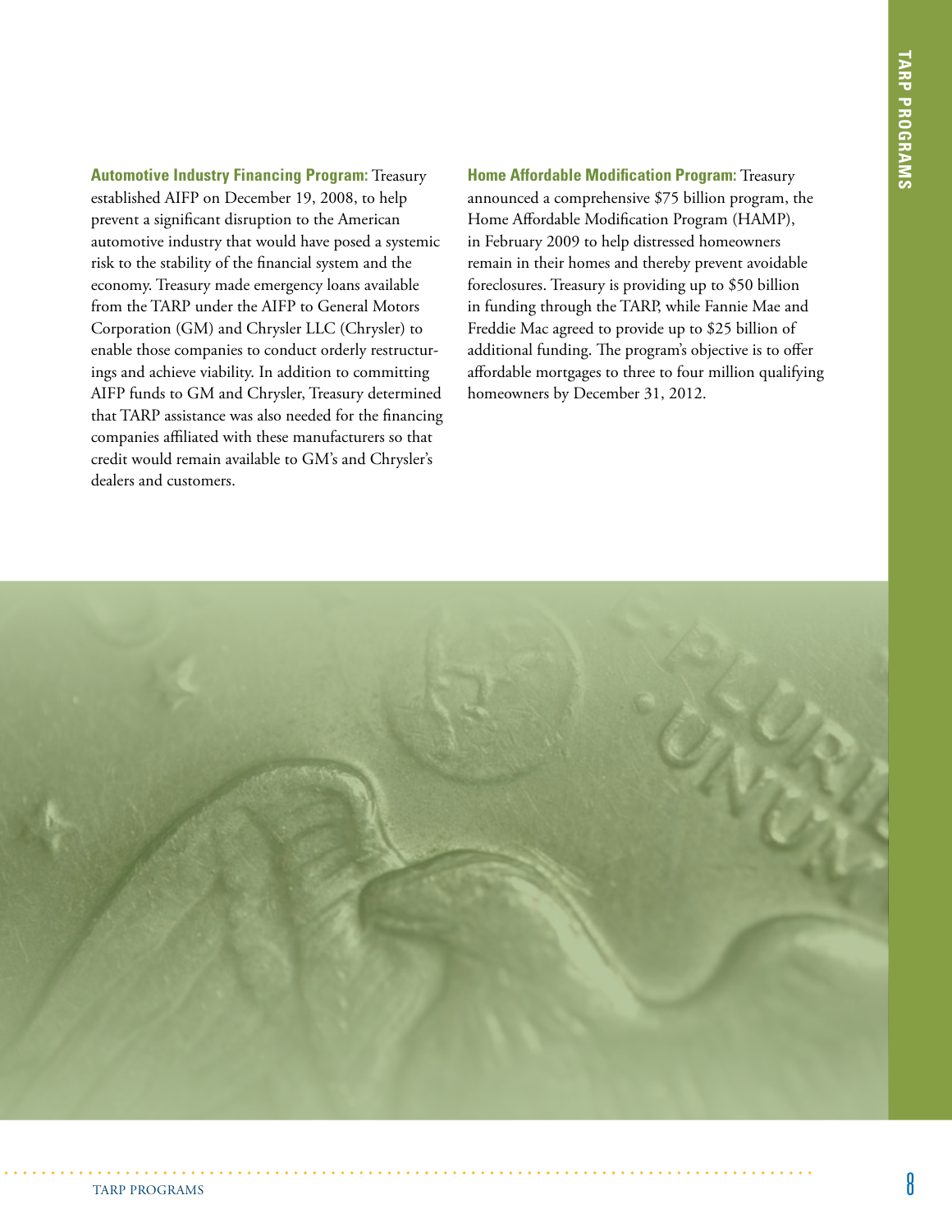**Automotive Industry Financing Program:** Treasury established AIFP on December 19, 2008, to help prevent a significant disruption to the American automotive industry that would have posed a systemic risk to the stability of the financial system and the economy. Treasury made emergency loans available from the TARP under the AIFP to General Motors Corporation (GM) and Chrysler LLC (Chrysler) to enable those companies to conduct orderly restructurings and achieve viability. In addition to committing AIFP funds to GM and Chrysler, Treasury determined that TARP assistance was also needed for the financing companies affiliated with these manufacturers so that credit would remain available to GM's and Chrysler's dealers and customers.

**Home Affordable Modification Program:** Treasury announced a comprehensive $75 billion program, the Home Affordable Modification Program (HAMP), in February 2009 to help distressed homeowners remain in their homes and thereby prevent avoidable foreclosures. Treasury is providing up to $50 billion in funding through the TARP, while Fannie Mae and Freddie Mac agreed to provide up to $25 billion of additional funding. The program's objective is to offer affordable mortgages to three to four million qualifying homeowners by December 31, 2012.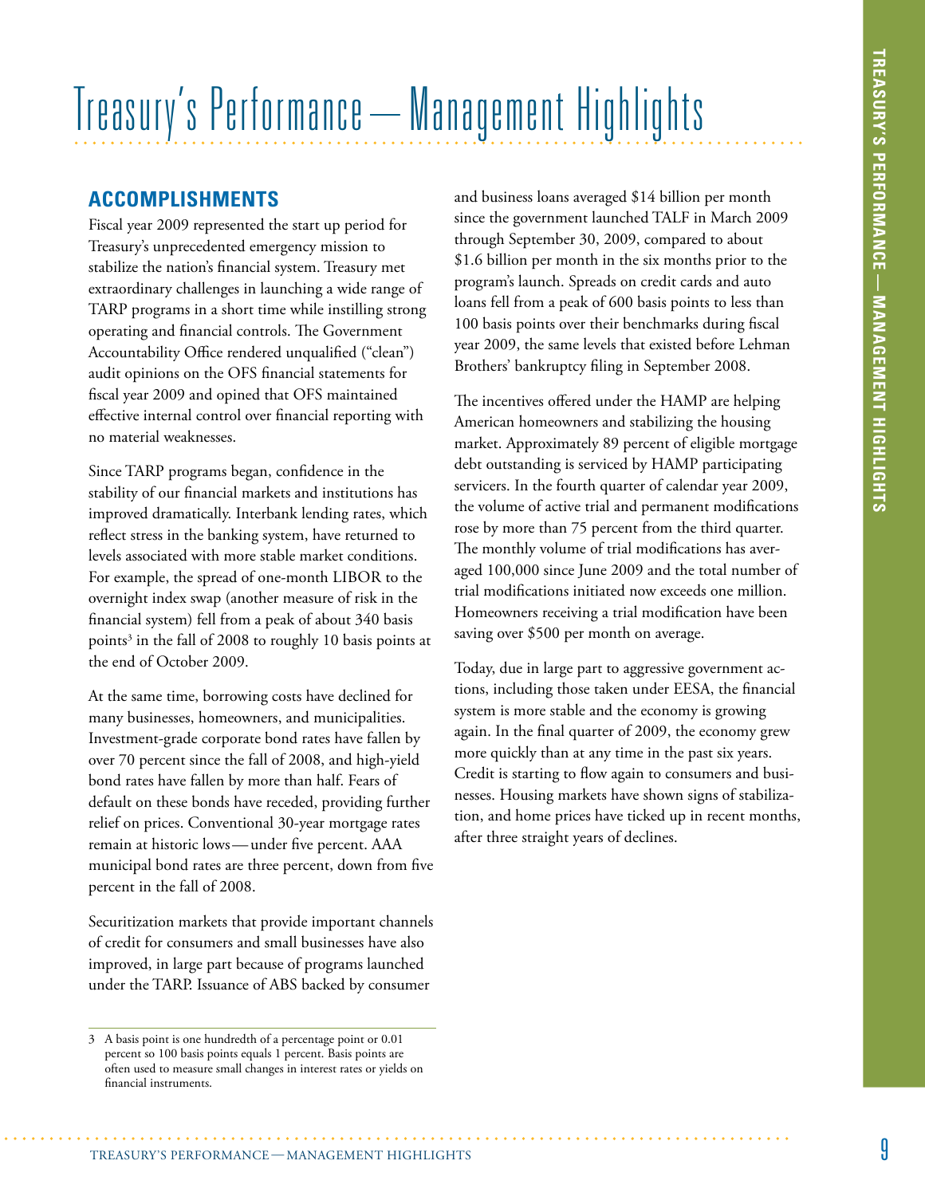# Treasury's Performance — Management Highlights

## ACCOMPLISHMENTS

Fiscal year 2009 represented the start up period for Treasury's unprecedented emergency mission to stabilize the nation's financial system. Treasury met extraordinary challenges in launching a wide range of TARP programs in a short time while instilling strong operating and financial controls. The Government Accountability Office rendered unqualified ("clean") audit opinions on the OFS financial statements for fiscal year 2009 and opined that OFS maintained effective internal control over financial reporting with no material weaknesses.

Since TARP programs began, confidence in the stability of our financial markets and institutions has improved dramatically. Interbank lending rates, which reflect stress in the banking system, have returned to levels associated with more stable market conditions. For example, the spread of one-month LIBOR to the overnight index swap (another measure of risk in the financial system) fell from a peak of about 340 basis points[3] in the fall of 2008 to roughly 10 basis points at the end of October 2009.

At the same time, borrowing costs have declined for many businesses, homeowners, and municipalities. Investment-grade corporate bond rates have fallen by over 70 percent since the fall of 2008, and high-yield bond rates have fallen by more than half. Fears of default on these bonds have receded, providing further relief on prices. Conventional 30-year mortgage rates remain at historic lows — under five percent. AAA municipal bond rates are three percent, down from five percent in the fall of 2008.

Securitization markets that provide important channels of credit for consumers and small businesses have also improved, in large part because of programs launched under the TARP. Issuance of ABS backed by consumer and business loans averaged $14 billion per month since the government launched TALF in March 2009 through September 30, 2009, compared to about $1.6 billion per month in the six months prior to the program's launch. Spreads on credit cards and auto loans fell from a peak of 600 basis points to less than 100 basis points over their benchmarks during fiscal year 2009, the same levels that existed before Lehman Brothers' bankruptcy filing in September 2008.

The incentives offered under the HAMP are helping American homeowners and stabilizing the housing market. Approximately 89 percent of eligible mortgage debt outstanding is serviced by HAMP participating servicers. In the fourth quarter of calendar year 2009, the volume of active trial and permanent modifications rose by more than 75 percent from the third quarter. The monthly volume of trial modifications has averaged 100,000 since June 2009 and the total number of trial modifications initiated now exceeds one million. Homeowners receiving a trial modification have been saving over $500 per month on average.

Today, due in large part to aggressive government actions, including those taken under EESA, the financial system is more stable and the economy is growing again. In the final quarter of 2009, the economy grew more quickly than at any time in the past six years. Credit is starting to flow again to consumers and businesses. Housing markets have shown signs of stabilization, and home prices have ticked up in recent months, after three straight years of declines.

---

3 A basis point is one hundredth of a percentage point or 0.01 percent so 100 basis points equals 1 percent. Basis points are often used to measure small changes in interest rates or yields on financial instruments.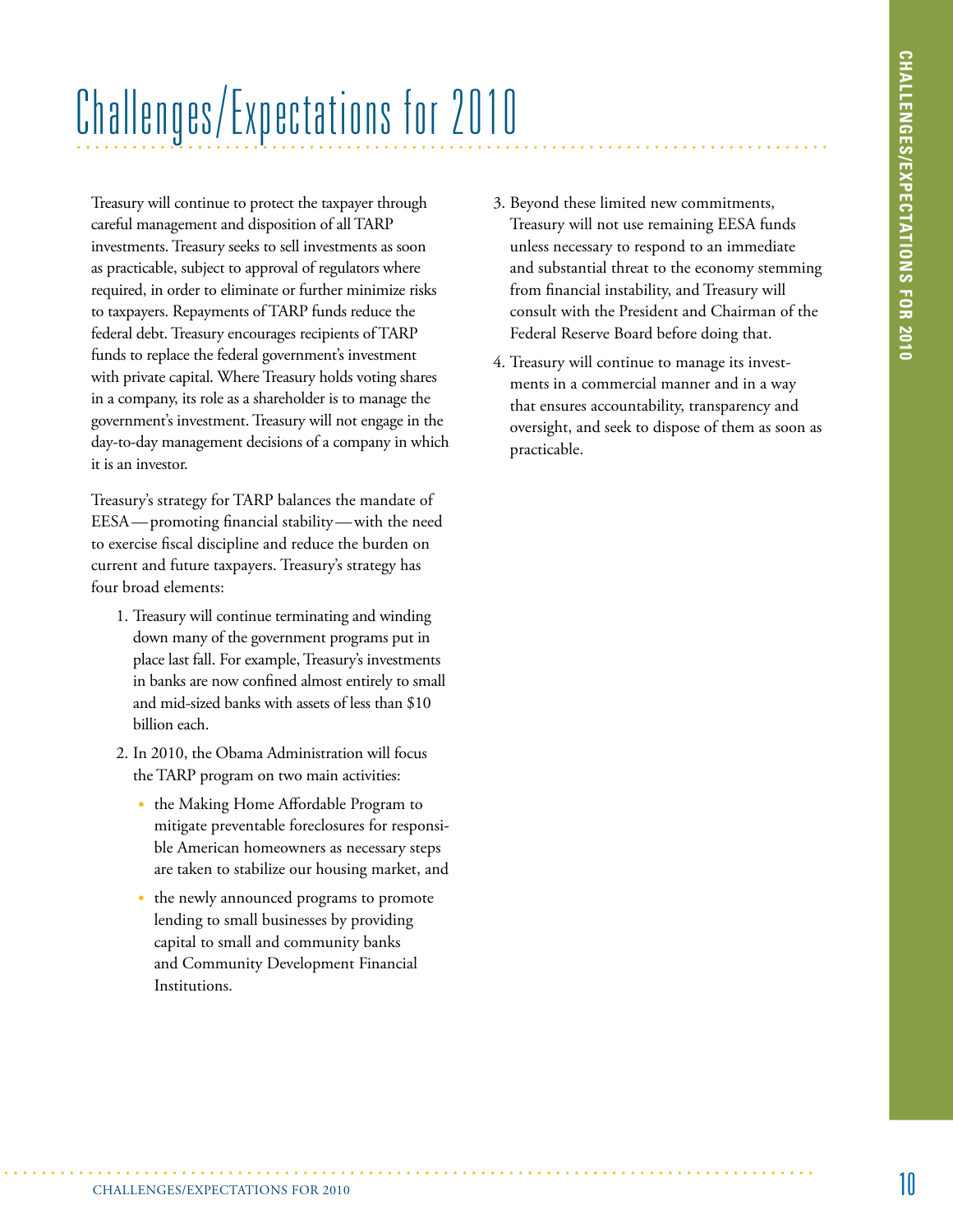# Challenges/Expectations for 2010

Treasury will continue to protect the taxpayer through careful management and disposition of all TARP investments. Treasury seeks to sell investments as soon as practicable, subject to approval of regulators where required, in order to eliminate or further minimize risks to taxpayers. Repayments of TARP funds reduce the federal debt. Treasury encourages recipients of TARP funds to replace the federal government's investment with private capital. Where Treasury holds voting shares in a company, its role as a shareholder is to manage the government's investment. Treasury will not engage in the day-to-day management decisions of a company in which it is an investor.

Treasury's strategy for TARP balances the mandate of EESA — promoting financial stability — with the need to exercise fiscal discipline and reduce the burden on current and future taxpayers. Treasury's strategy has four broad elements:

1. Treasury will continue terminating and winding down many of the government programs put in place last fall. For example, Treasury's investments in banks are now confined almost entirely to small and mid-sized banks with assets of less than $10 billion each.
2. In 2010, the Obama Administration will focus the TARP program on two main activities:
   - the Making Home Affordable Program to mitigate preventable foreclosures for responsible American homeowners as necessary steps are taken to stabilize our housing market, and
   - the newly announced programs to promote lending to small businesses by providing capital to small and community banks and Community Development Financial Institutions.
3. Beyond these limited new commitments, Treasury will not use remaining EESA funds unless necessary to respond to an immediate and substantial threat to the economy stemming from financial instability, and Treasury will consult with the President and Chairman of the Federal Reserve Board before doing that.
4. Treasury will continue to manage its investments in a commercial manner and in a way that ensures accountability, transparency and oversight, and seek to dispose of them as soon as practicable.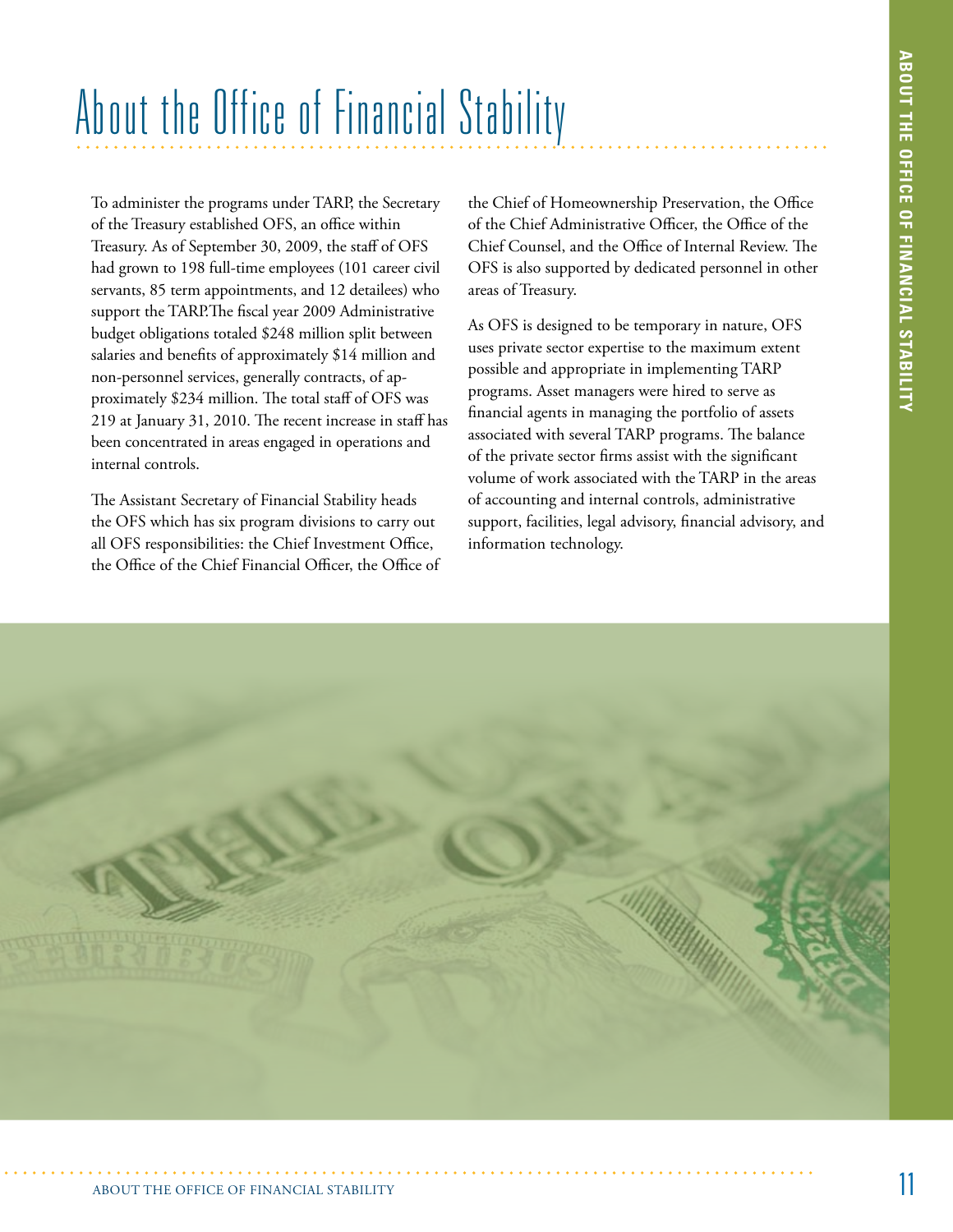# About the Office of Financial Stability

To administer the programs under TARP, the Secretary of the Treasury established OFS, an office within Treasury. As of September 30, 2009, the staff of OFS had grown to 198 full-time employees (101 career civil servants, 85 term appointments, and 12 detailees) who support the TARP.The fiscal year 2009 Administrative budget obligations totaled $248 million split between salaries and benefits of approximately $14 million and non-personnel services, generally contracts, of approximately $234 million. The total staff of OFS was 219 at January 31, 2010. The recent increase in staff has been concentrated in areas engaged in operations and internal controls.

The Assistant Secretary of Financial Stability heads the OFS which has six program divisions to carry out all OFS responsibilities: the Chief Investment Office, the Office of the Chief Financial Officer, the Office of the Chief of Homeownership Preservation, the Office of the Chief Administrative Officer, the Office of the Chief Counsel, and the Office of Internal Review. The OFS is also supported by dedicated personnel in other areas of Treasury.

As OFS is designed to be temporary in nature, OFS uses private sector expertise to the maximum extent possible and appropriate in implementing TARP programs. Asset managers were hired to serve as financial agents in managing the portfolio of assets associated with several TARP programs. The balance of the private sector firms assist with the significant volume of work associated with the TARP in the areas of accounting and internal controls, administrative support, facilities, legal advisory, financial advisory, and information technology.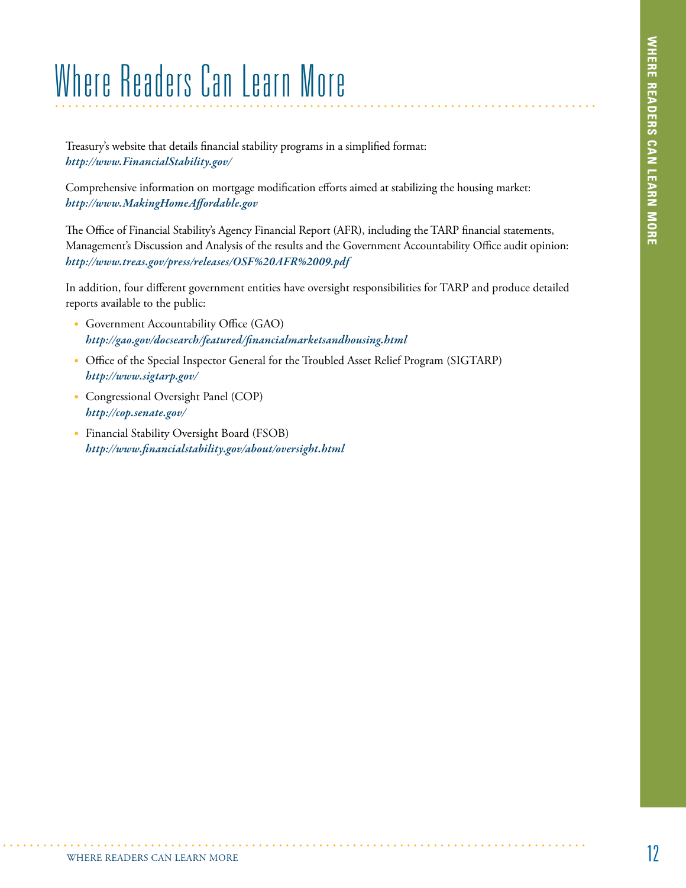# Where Readers Can Learn More

Treasury's website that details financial stability programs in a simplified format:
***http://www.FinancialStability.gov/***

Comprehensive information on mortgage modification efforts aimed at stabilizing the housing market:
***http://www.MakingHomeAffordable.gov***

The Office of Financial Stability's Agency Financial Report (AFR), including the TARP financial statements, Management's Discussion and Analysis of the results and the Government Accountability Office audit opinion:
***http://www.treas.gov/press/releases/OSF%20AFR%2009.pdf***

In addition, four different government entities have oversight responsibilities for TARP and produce detailed reports available to the public:

- Government Accountability Office (GAO)
  ***http://gao.gov/docsearch/featured/financialmarketsandhousing.html***
- Office of the Special Inspector General for the Troubled Asset Relief Program (SIGTARP)
  ***http://www.sigtarp.gov/***
- Congressional Oversight Panel (COP)
  ***http://cop.senate.gov/***
- Financial Stability Oversight Board (FSOB)
  ***http://www.financialstability.gov/about/oversight.html***